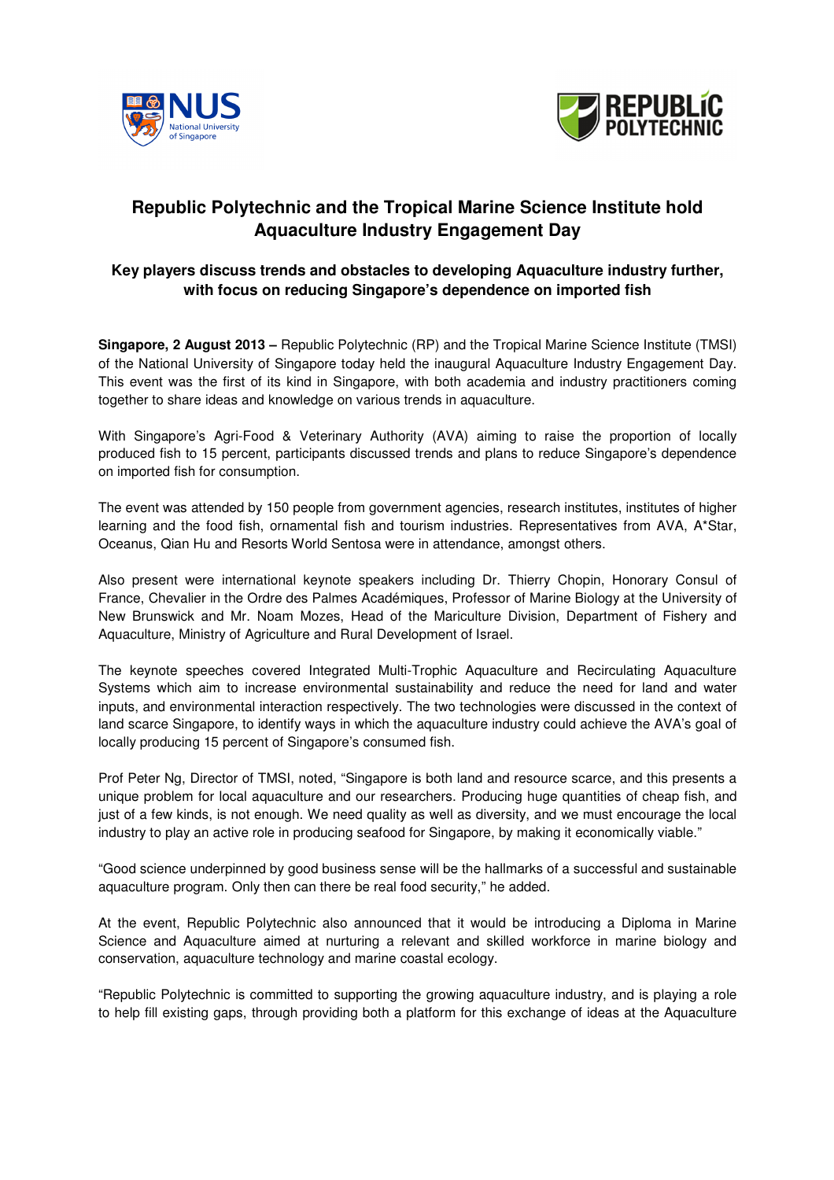# Republic Polytechnic and the Tropical Marine Science Institute hold Aquaculture Industry Engagement Day

## Key players discuss trends and obstacles to developing Aquaculture industry further, with focus on reducing Singapore's dependence on imported fish

**Singapore, 2 August 2013 –** Republic Polytechnic (RP) and the Tropical Marine Science Institute (TMSI) of the National University of Singapore today held the inaugural Aquaculture Industry Engagement Day. This event was the first of its kind in Singapore, with both academia and industry practitioners coming together to share ideas and knowledge on various trends in aquaculture.

With Singapore's Agri-Food & Veterinary Authority (AVA) aiming to raise the proportion of locally produced fish to 15 percent, participants discussed trends and plans to reduce Singapore's dependence on imported fish for consumption.

The event was attended by 150 people from government agencies, research institutes, institutes of higher learning and the food fish, ornamental fish and tourism industries. Representatives from AVA, A*Star, Oceanus, Qian Hu and Resorts World Sentosa were in attendance, amongst others.

Also present were international keynote speakers including Dr. Thierry Chopin, Honorary Consul of France, Chevalier in the Ordre des Palmes Académiques, Professor of Marine Biology at the University of New Brunswick and Mr. Noam Mozes, Head of the Mariculture Division, Department of Fishery and Aquaculture, Ministry of Agriculture and Rural Development of Israel.

The keynote speeches covered Integrated Multi-Trophic Aquaculture and Recirculating Aquaculture Systems which aim to increase environmental sustainability and reduce the need for land and water inputs, and environmental interaction respectively. The two technologies were discussed in the context of land scarce Singapore, to identify ways in which the aquaculture industry could achieve the AVA's goal of locally producing 15 percent of Singapore's consumed fish.

Prof Peter Ng, Director of TMSI, noted, "Singapore is both land and resource scarce, and this presents a unique problem for local aquaculture and our researchers. Producing huge quantities of cheap fish, and just of a few kinds, is not enough. We need quality as well as diversity, and we must encourage the local industry to play an active role in producing seafood for Singapore, by making it economically viable."

"Good science underpinned by good business sense will be the hallmarks of a successful and sustainable aquaculture program. Only then can there be real food security," he added.

At the event, Republic Polytechnic also announced that it would be introducing a Diploma in Marine Science and Aquaculture aimed at nurturing a relevant and skilled workforce in marine biology and conservation, aquaculture technology and marine coastal ecology.

"Republic Polytechnic is committed to supporting the growing aquaculture industry, and is playing a role to help fill existing gaps, through providing both a platform for this exchange of ideas at the Aquaculture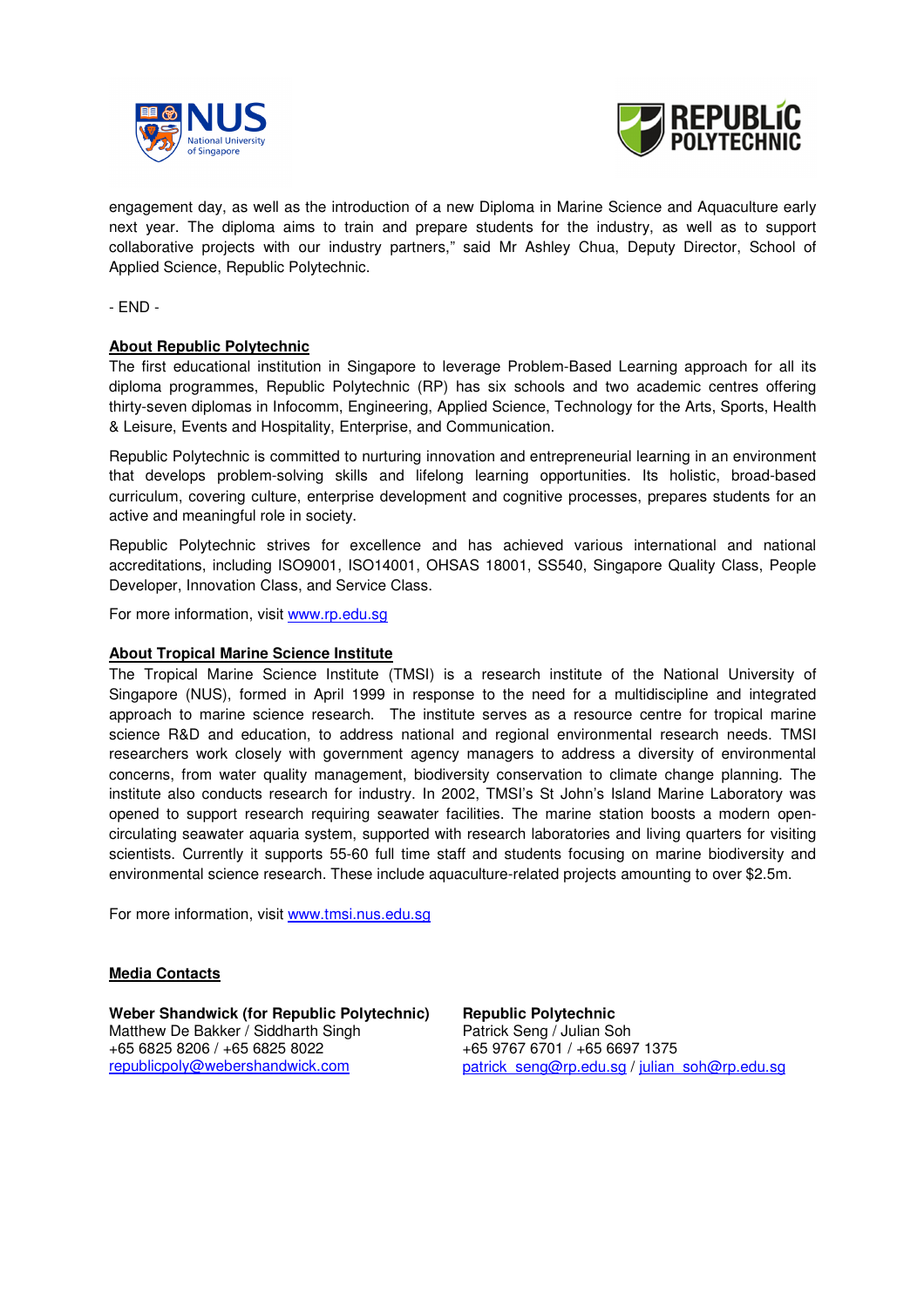engagement day, as well as the introduction of a new Diploma in Marine Science and Aquaculture early next year. The diploma aims to train and prepare students for the industry, as well as to support collaborative projects with our industry partners," said Mr Ashley Chua, Deputy Director, School of Applied Science, Republic Polytechnic.

- END -

**About Republic Polytechnic**

The first educational institution in Singapore to leverage Problem-Based Learning approach for all its diploma programmes, Republic Polytechnic (RP) has six schools and two academic centres offering thirty-seven diplomas in Infocomm, Engineering, Applied Science, Technology for the Arts, Sports, Health & Leisure, Events and Hospitality, Enterprise, and Communication.

Republic Polytechnic is committed to nurturing innovation and entrepreneurial learning in an environment that develops problem-solving skills and lifelong learning opportunities. Its holistic, broad-based curriculum, covering culture, enterprise development and cognitive processes, prepares students for an active and meaningful role in society.

Republic Polytechnic strives for excellence and has achieved various international and national accreditations, including ISO9001, ISO14001, OHSAS 18001, SS540, Singapore Quality Class, People Developer, Innovation Class, and Service Class.

For more information, visit www.rp.edu.sg

**About Tropical Marine Science Institute**

The Tropical Marine Science Institute (TMSI) is a research institute of the National University of Singapore (NUS), formed in April 1999 in response to the need for a multidiscipline and integrated approach to marine science research. The institute serves as a resource centre for tropical marine science R&D and education, to address national and regional environmental research needs. TMSI researchers work closely with government agency managers to address a diversity of environmental concerns, from water quality management, biodiversity conservation to climate change planning. The institute also conducts research for industry. In 2002, TMSI's St John's Island Marine Laboratory was opened to support research requiring seawater facilities. The marine station boosts a modern open-circulating seawater aquaria system, supported with research laboratories and living quarters for visiting scientists. Currently it supports 55-60 full time staff and students focusing on marine biodiversity and environmental science research. These include aquaculture-related projects amounting to over $2.5m.

For more information, visit www.tmsi.nus.edu.sg

**Media Contacts**

**Weber Shandwick (for Republic Polytechnic)**
Matthew De Bakker / Siddharth Singh
+65 6825 8206 / +65 6825 8022
republicpoly@webershandwick.com

**Republic Polytechnic**
Patrick Seng / Julian Soh
+65 9767 6701 / +65 6697 1375
patrick_seng@rp.edu.sg / julian_soh@rp.edu.sg